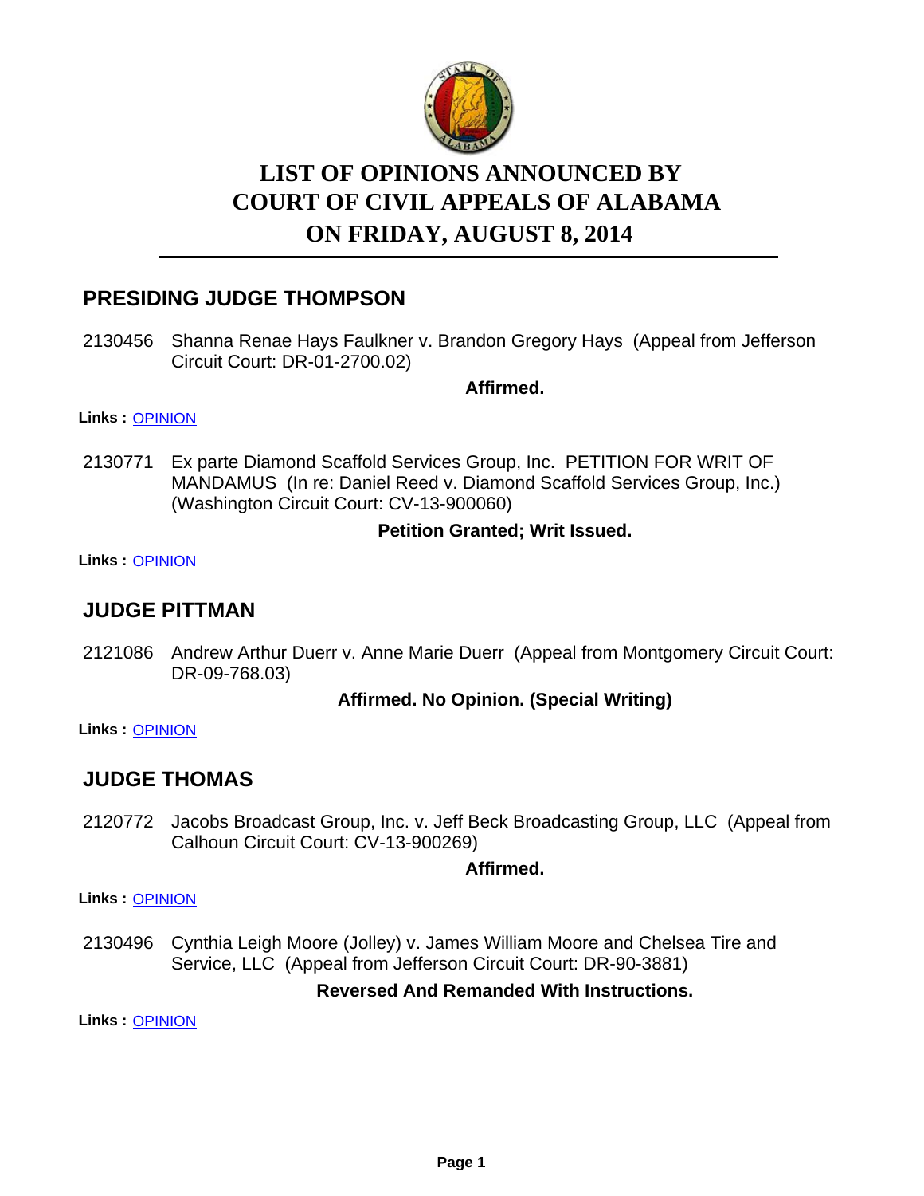# LIST OF OPINIONS ANNOUNCED BY COURT OF CIVIL APPEALS OF ALABAMA ON FRIDAY, AUGUST 8, 2014

## PRESIDING JUDGE THOMPSON

2130456 Shanna Renae Hays Faulkner v. Brandon Gregory Hays (Appeal from Jefferson Circuit Court: DR-01-2700.02)

**Affirmed.**

**Links :** OPINION

2130771 Ex parte Diamond Scaffold Services Group, Inc. PETITION FOR WRIT OF MANDAMUS (In re: Daniel Reed v. Diamond Scaffold Services Group, Inc.) (Washington Circuit Court: CV-13-900060)

**Petition Granted; Writ Issued.**

**Links :** OPINION

## JUDGE PITTMAN

2121086 Andrew Arthur Duerr v. Anne Marie Duerr (Appeal from Montgomery Circuit Court: DR-09-768.03)

**Affirmed. No Opinion. (Special Writing)**

**Links :** OPINION

## JUDGE THOMAS

2120772 Jacobs Broadcast Group, Inc. v. Jeff Beck Broadcasting Group, LLC (Appeal from Calhoun Circuit Court: CV-13-900269)

**Affirmed.**

**Links :** OPINION

2130496 Cynthia Leigh Moore (Jolley) v. James William Moore and Chelsea Tire and Service, LLC (Appeal from Jefferson Circuit Court: DR-90-3881)

**Reversed And Remanded With Instructions.**

**Links :** OPINION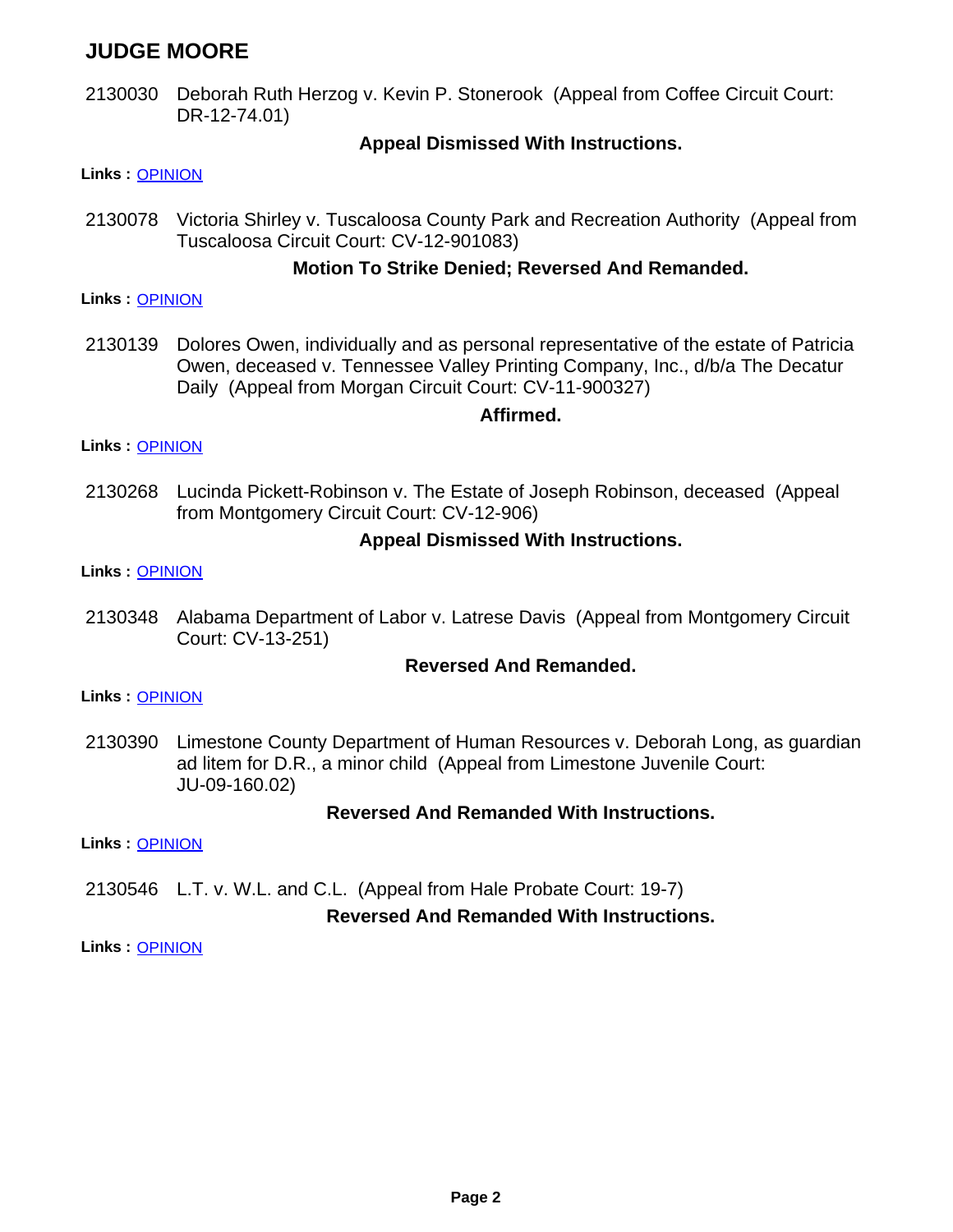## JUDGE MOORE

2130030 Deborah Ruth Herzog v. Kevin P. Stonerook (Appeal from Coffee Circuit Court: DR-12-74.01)

**Appeal Dismissed With Instructions.**

**Links :** OPINION

2130078 Victoria Shirley v. Tuscaloosa County Park and Recreation Authority (Appeal from Tuscaloosa Circuit Court: CV-12-901083)

**Motion To Strike Denied; Reversed And Remanded.**

**Links :** OPINION

2130139 Dolores Owen, individually and as personal representative of the estate of Patricia Owen, deceased v. Tennessee Valley Printing Company, Inc., d/b/a The Decatur Daily (Appeal from Morgan Circuit Court: CV-11-900327)

**Affirmed.**

**Links :** OPINION

2130268 Lucinda Pickett-Robinson v. The Estate of Joseph Robinson, deceased (Appeal from Montgomery Circuit Court: CV-12-906)

**Appeal Dismissed With Instructions.**

**Links :** OPINION

2130348 Alabama Department of Labor v. Latrese Davis (Appeal from Montgomery Circuit Court: CV-13-251)

**Reversed And Remanded.**

**Links :** OPINION

2130390 Limestone County Department of Human Resources v. Deborah Long, as guardian ad litem for D.R., a minor child (Appeal from Limestone Juvenile Court: JU-09-160.02)

**Reversed And Remanded With Instructions.**

**Links :** OPINION

2130546 L.T. v. W.L. and C.L. (Appeal from Hale Probate Court: 19-7)

**Reversed And Remanded With Instructions.**

**Links :** OPINION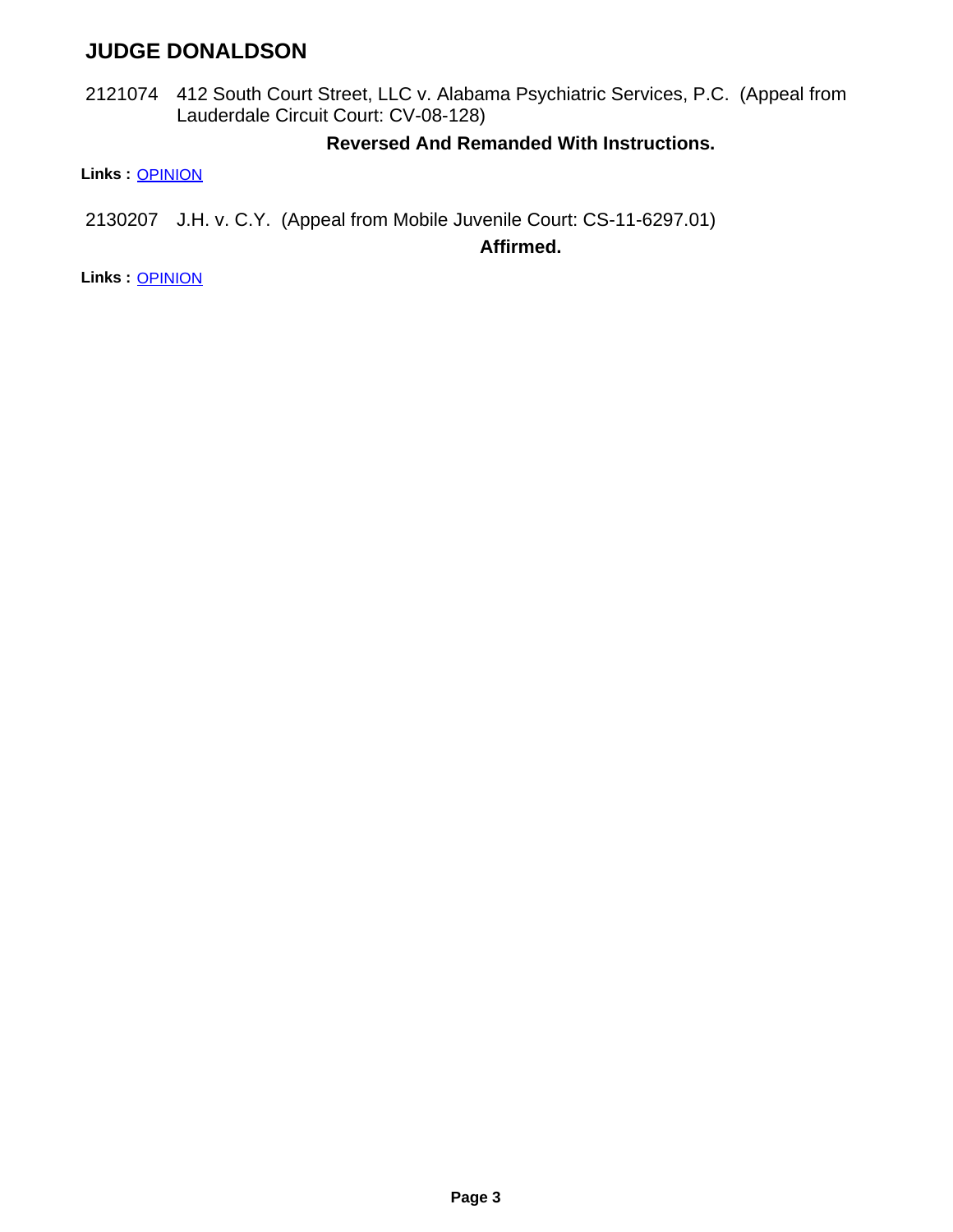## JUDGE DONALDSON

2121074 412 South Court Street, LLC v. Alabama Psychiatric Services, P.C. (Appeal from Lauderdale Circuit Court: CV-08-128)

**Reversed And Remanded With Instructions.**

**Links :** OPINION

2130207 J.H. v. C.Y. (Appeal from Mobile Juvenile Court: CS-11-6297.01)

**Affirmed.**

**Links :** OPINION